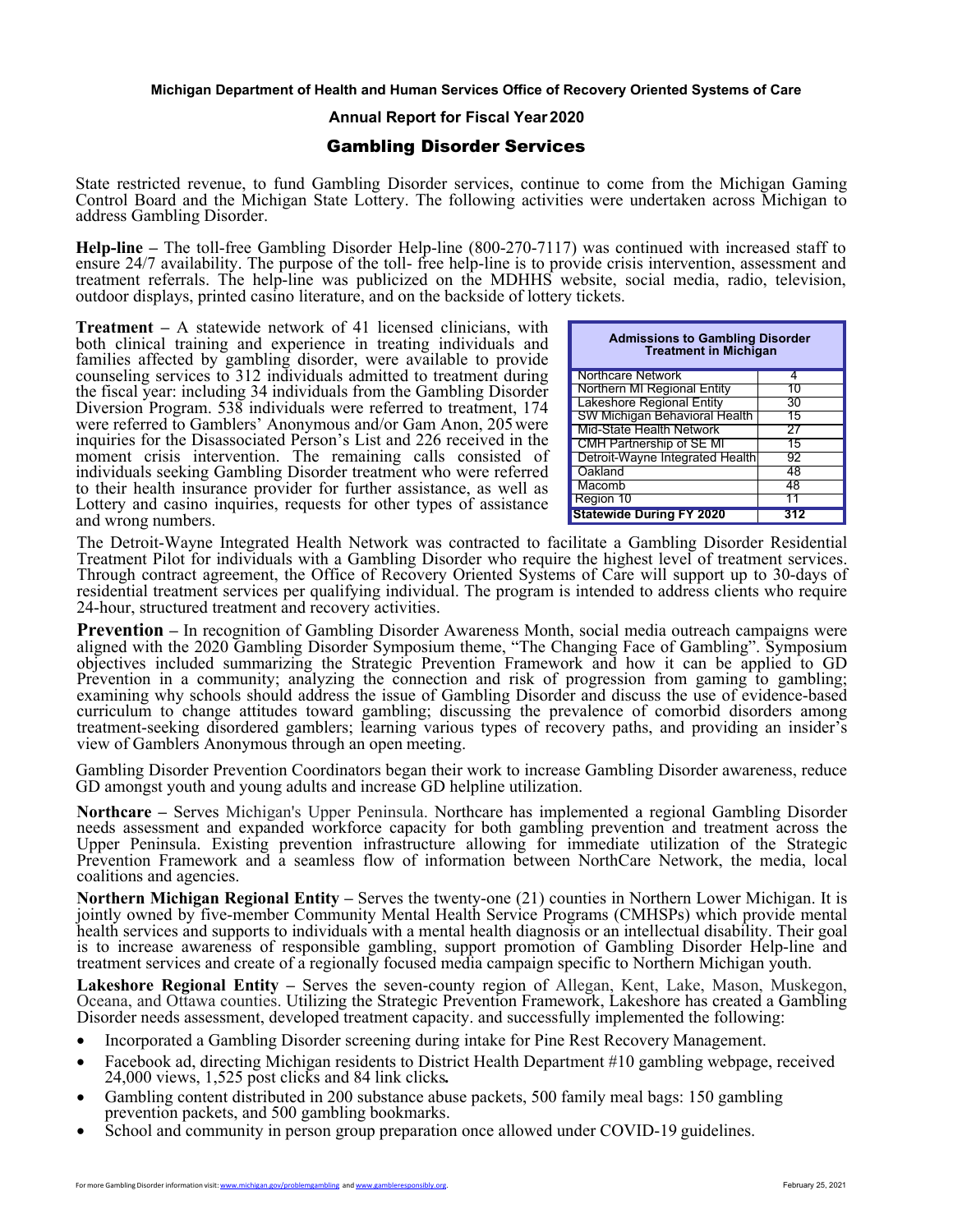**Michigan Department of Health and Human Services Office of Recovery Oriented Systems of Care**

**Annual Report for Fiscal Year 2020**

# Gambling Disorder Services

State restricted revenue, to fund Gambling Disorder services, continue to come from the Michigan Gaming Control Board and the Michigan State Lottery. The following activities were undertaken across Michigan to address Gambling Disorder.

**Help-line –** The toll-free Gambling Disorder Help-line (800-270-7117) was continued with increased staff to ensure 24/7 availability. The purpose of the toll- free help-line is to provide crisis intervention, assessment and treatment referrals. The help-line was publicized on the MDHHS website, social media, radio, television, outdoor displays, printed casino literature, and on the backside of lottery tickets.

**Treatment –** A statewide network of 41 licensed clinicians, with both clinical training and experience in treating individuals and families affected by gambling disorder, were available to provide counseling services to 312 individuals admitted to treatment during the fiscal year: including 34 individuals from the Gambling Disorder Diversion Program. 538 individuals were referred to treatment, 174 were referred to Gamblers' Anonymous and/or Gam Anon, 205 were inquiries for the Disassociated Person's List and 226 received in the moment crisis intervention. The remaining calls consisted of individuals seeking Gambling Disorder treatment who were referred to their health insurance provider for further assistance, as well as Lottery and casino inquiries, requests for other types of assistance and wrong numbers.

| Admissions to Gambling Disorder Treatment in Michigan | |
|---|---|
| Northcare Network | 4 |
| Northern MI Regional Entity | 10 |
| Lakeshore Regional Entity | 30 |
| SW Michigan Behavioral Health | 15 |
| Mid-State Health Network | 27 |
| CMH Partnership of SE MI | 15 |
| Detroit-Wayne Integrated Health | 92 |
| Oakland | 48 |
| Macomb | 48 |
| Region 10 | 11 |
| **Statewide During FY 2020** | **312** |

The Detroit-Wayne Integrated Health Network was contracted to facilitate a Gambling Disorder Residential Treatment Pilot for individuals with a Gambling Disorder who require the highest level of treatment services. Through contract agreement, the Office of Recovery Oriented Systems of Care will support up to 30-days of residential treatment services per qualifying individual. The program is intended to address clients who require 24-hour, structured treatment and recovery activities.

**Prevention –** In recognition of Gambling Disorder Awareness Month, social media outreach campaigns were aligned with the 2020 Gambling Disorder Symposium theme, "The Changing Face of Gambling". Symposium objectives included summarizing the Strategic Prevention Framework and how it can be applied to GD Prevention in a community; analyzing the connection and risk of progression from gaming to gambling; examining why schools should address the issue of Gambling Disorder and discuss the use of evidence-based curriculum to change attitudes toward gambling; discussing the prevalence of comorbid disorders among treatment-seeking disordered gamblers; learning various types of recovery paths, and providing an insider's view of Gamblers Anonymous through an open meeting.

Gambling Disorder Prevention Coordinators began their work to increase Gambling Disorder awareness, reduce GD amongst youth and young adults and increase GD helpline utilization.

**Northcare –** Serves Michigan's Upper Peninsula. Northcare has implemented a regional Gambling Disorder needs assessment and expanded workforce capacity for both gambling prevention and treatment across the Upper Peninsula. Existing prevention infrastructure allowing for immediate utilization of the Strategic Prevention Framework and a seamless flow of information between NorthCare Network, the media, local coalitions and agencies.

**Northern Michigan Regional Entity –** Serves the twenty-one (21) counties in Northern Lower Michigan. It is jointly owned by five-member Community Mental Health Service Programs (CMHSPs) which provide mental health services and supports to individuals with a mental health diagnosis or an intellectual disability. Their goal is to increase awareness of responsible gambling, support promotion of Gambling Disorder Help-line and treatment services and create of a regionally focused media campaign specific to Northern Michigan youth.

**Lakeshore Regional Entity –** Serves the seven-county region of Allegan, Kent, Lake, Mason, Muskegon, Oceana, and Ottawa counties. Utilizing the Strategic Prevention Framework, Lakeshore has created a Gambling Disorder needs assessment, developed treatment capacity. and successfully implemented the following:

- Incorporated a Gambling Disorder screening during intake for Pine Rest Recovery Management.
- Facebook ad, directing Michigan residents to District Health Department #10 gambling webpage, received 24,000 views, 1,525 post clicks and 84 link clicks.
- Gambling content distributed in 200 substance abuse packets, 500 family meal bags: 150 gambling prevention packets, and 500 gambling bookmarks.
- School and community in person group preparation once allowed under COVID-19 guidelines.

For more Gambling Disorder information visit: www.michigan.gov/problemgambling and www.gambleresponsibly.org.

February 25, 2021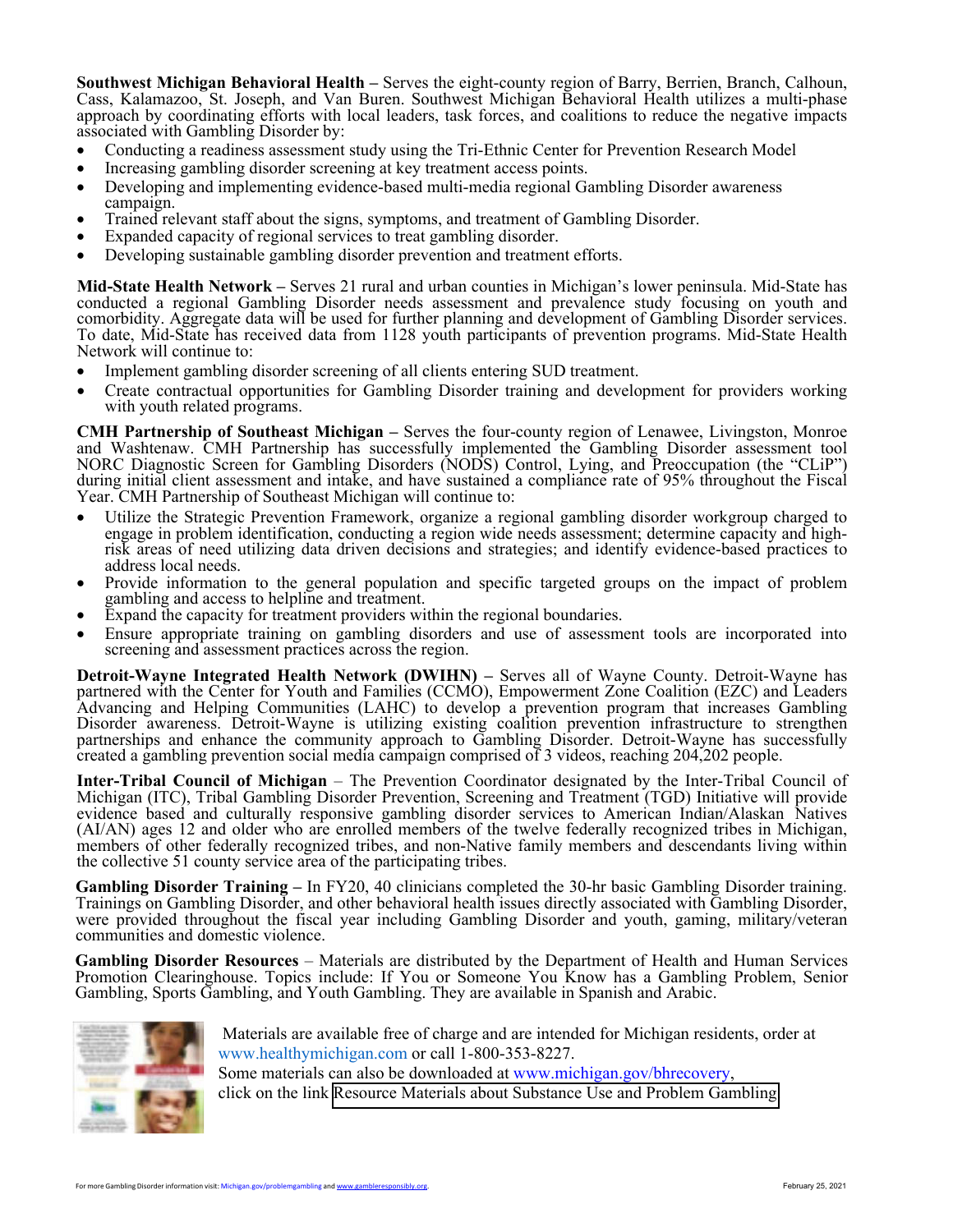**Southwest Michigan Behavioral Health –** Serves the eight-county region of Barry, Berrien, Branch, Calhoun, Cass, Kalamazoo, St. Joseph, and Van Buren. Southwest Michigan Behavioral Health utilizes a multi-phase approach by coordinating efforts with local leaders, task forces, and coalitions to reduce the negative impacts associated with Gambling Disorder by:

- Conducting a readiness assessment study using the Tri-Ethnic Center for Prevention Research Model
- Increasing gambling disorder screening at key treatment access points.
- Developing and implementing evidence-based multi-media regional Gambling Disorder awareness campaign.
- Trained relevant staff about the signs, symptoms, and treatment of Gambling Disorder.
- Expanded capacity of regional services to treat gambling disorder.
- Developing sustainable gambling disorder prevention and treatment efforts.

**Mid-State Health Network –** Serves 21 rural and urban counties in Michigan's lower peninsula. Mid-State has conducted a regional Gambling Disorder needs assessment and prevalence study focusing on youth and comorbidity. Aggregate data will be used for further planning and development of Gambling Disorder services. To date, Mid-State has received data from 1128 youth participants of prevention programs. Mid-State Health Network will continue to:

- Implement gambling disorder screening of all clients entering SUD treatment.
- Create contractual opportunities for Gambling Disorder training and development for providers working with youth related programs.

**CMH Partnership of Southeast Michigan –** Serves the four-county region of Lenawee, Livingston, Monroe and Washtenaw. CMH Partnership has successfully implemented the Gambling Disorder assessment tool NORC Diagnostic Screen for Gambling Disorders (NODS) Control, Lying, and Preoccupation (the "CLiP") during initial client assessment and intake, and have sustained a compliance rate of 95% throughout the Fiscal Year. CMH Partnership of Southeast Michigan will continue to:

- Utilize the Strategic Prevention Framework, organize a regional gambling disorder workgroup charged to engage in problem identification, conducting a region wide needs assessment; determine capacity and high-risk areas of need utilizing data driven decisions and strategies; and identify evidence-based practices to address local needs.
- Provide information to the general population and specific targeted groups on the impact of problem gambling and access to helpline and treatment.
- Expand the capacity for treatment providers within the regional boundaries.
- Ensure appropriate training on gambling disorders and use of assessment tools are incorporated into screening and assessment practices across the region.

**Detroit-Wayne Integrated Health Network (DWIHN) –** Serves all of Wayne County. Detroit-Wayne has partnered with the Center for Youth and Families (CCMO), Empowerment Zone Coalition (EZC) and Leaders Advancing and Helping Communities (LAHC) to develop a prevention program that increases Gambling Disorder awareness. Detroit-Wayne is utilizing existing coalition prevention infrastructure to strengthen partnerships and enhance the community approach to Gambling Disorder. Detroit-Wayne has successfully created a gambling prevention social media campaign comprised of 3 videos, reaching 204,202 people.

**Inter-Tribal Council of Michigan** – The Prevention Coordinator designated by the Inter-Tribal Council of Michigan (ITC), Tribal Gambling Disorder Prevention, Screening and Treatment (TGD) Initiative will provide evidence based and culturally responsive gambling disorder services to American Indian/Alaskan Natives (AI/AN) ages 12 and older who are enrolled members of the twelve federally recognized tribes in Michigan, members of other federally recognized tribes, and non-Native family members and descendants living within the collective 51 county service area of the participating tribes.

**Gambling Disorder Training –** In FY20, 40 clinicians completed the 30-hr basic Gambling Disorder training. Trainings on Gambling Disorder, and other behavioral health issues directly associated with Gambling Disorder, were provided throughout the fiscal year including Gambling Disorder and youth, gaming, military/veteran communities and domestic violence.

**Gambling Disorder Resources** – Materials are distributed by the Department of Health and Human Services Promotion Clearinghouse. Topics include: If You or Someone You Know has a Gambling Problem, Senior Gambling, Sports Gambling, and Youth Gambling. They are available in Spanish and Arabic.

Materials are available free of charge and are intended for Michigan residents, order at www.healthymichigan.com or call 1-800-353-8227.
Some materials can also be downloaded at www.michigan.gov/bhrecovery, click on the link Resource Materials about Substance Use and Problem Gambling

For more Gambling Disorder information visit: Michigan.gov/problemgambling and www.gambleresponsibly.org.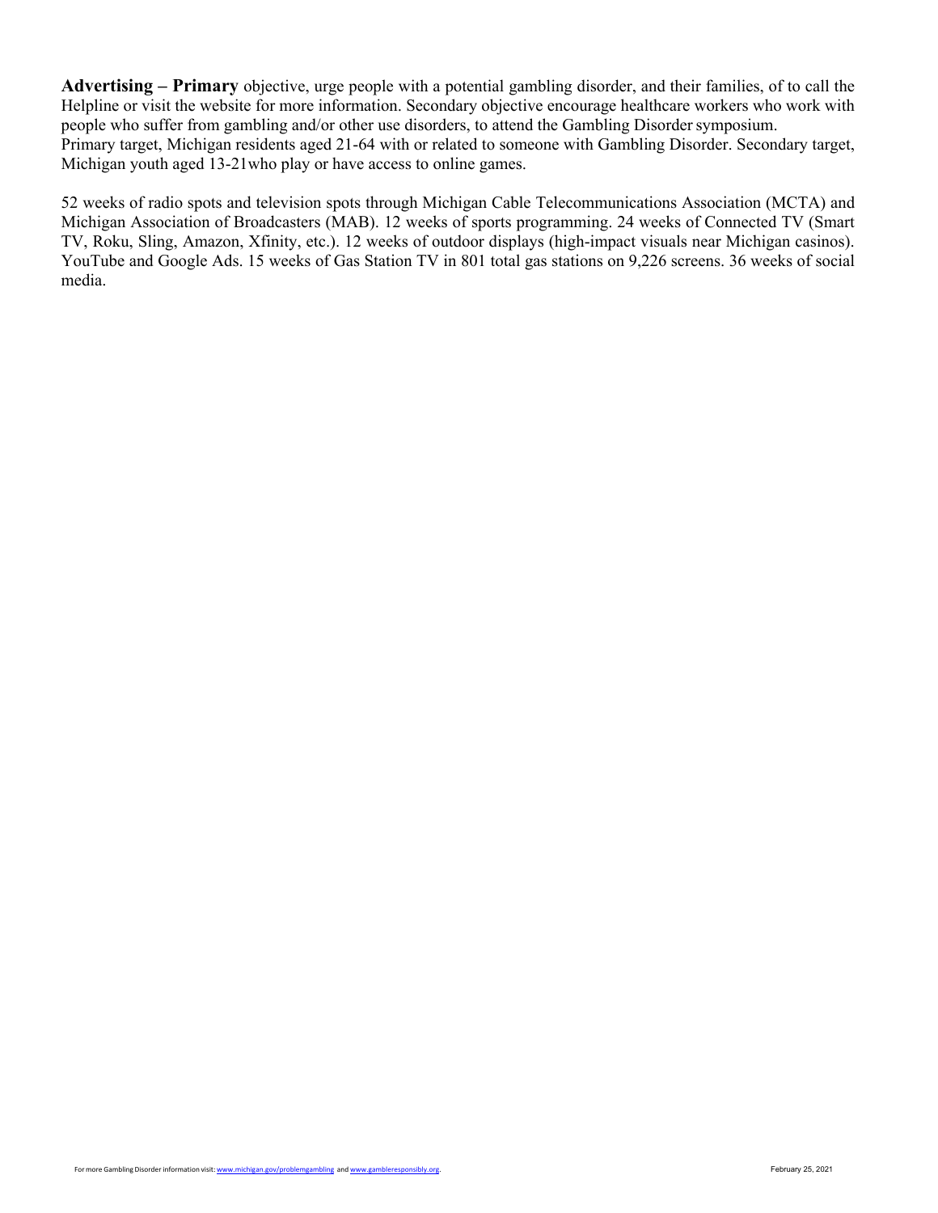**Advertising – Primary** objective, urge people with a potential gambling disorder, and their families, of to call the Helpline or visit the website for more information. Secondary objective encourage healthcare workers who work with people who suffer from gambling and/or other use disorders, to attend the Gambling Disorder symposium.
Primary target, Michigan residents aged 21-64 with or related to someone with Gambling Disorder. Secondary target, Michigan youth aged 13-21who play or have access to online games.

52 weeks of radio spots and television spots through Michigan Cable Telecommunications Association (MCTA) and Michigan Association of Broadcasters (MAB). 12 weeks of sports programming. 24 weeks of Connected TV (Smart TV, Roku, Sling, Amazon, Xfinity, etc.). 12 weeks of outdoor displays (high-impact visuals near Michigan casinos). YouTube and Google Ads. 15 weeks of Gas Station TV in 801 total gas stations on 9,226 screens. 36 weeks of social media.